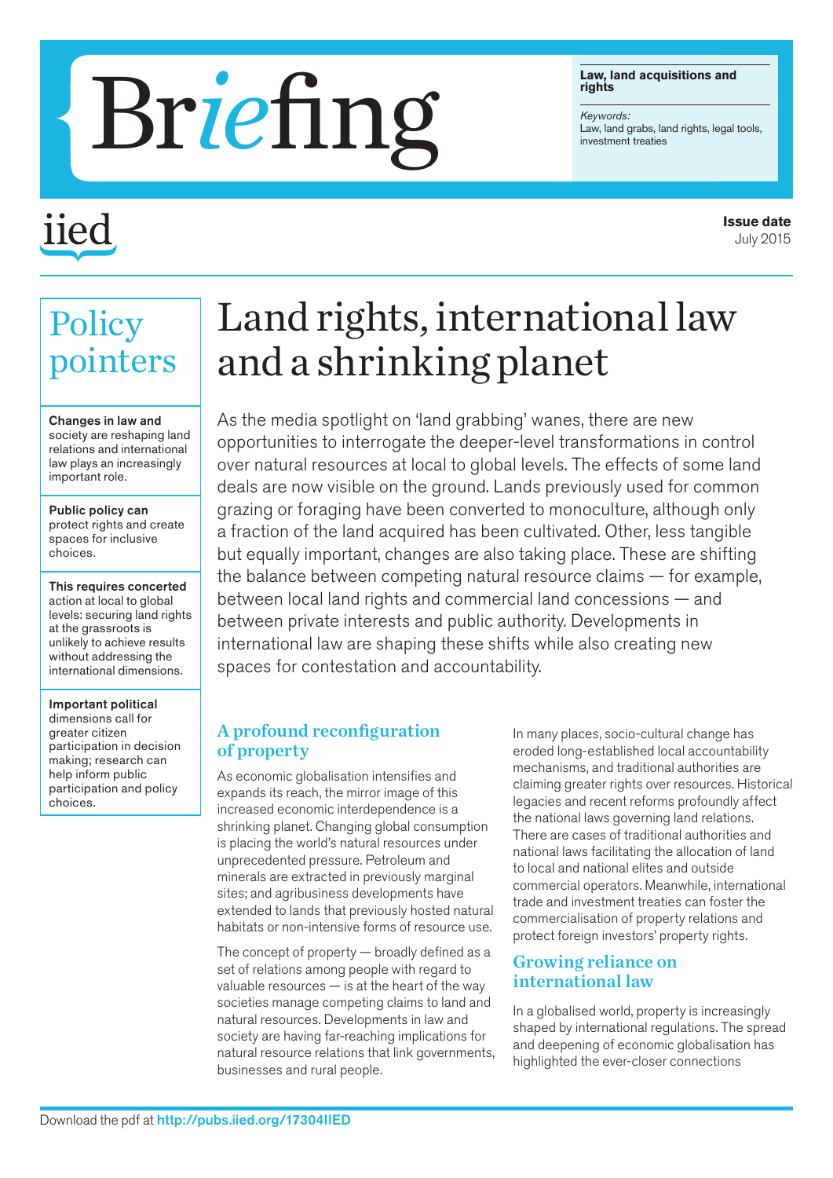# Briefing

**Law, land acquisitions and rights**

*Keywords:*
Law, land grabs, land rights, legal tools, investment treaties

iied

**Issue date**
July 2015

## Policy pointers

**Changes in law and** society are reshaping land relations and international law plays an increasingly important role.

**Public policy can** protect rights and create spaces for inclusive choices.

**This requires concerted** action at local to global levels: securing land rights at the grassroots is unlikely to achieve results without addressing the international dimensions.

**Important political** dimensions call for greater citizen participation in decision making; research can help inform public participation and policy choices.

# Land rights, international law and a shrinking planet

As the media spotlight on 'land grabbing' wanes, there are new opportunities to interrogate the deeper-level transformations in control over natural resources at local to global levels. The effects of some land deals are now visible on the ground. Lands previously used for common grazing or foraging have been converted to monoculture, although only a fraction of the land acquired has been cultivated. Other, less tangible but equally important, changes are also taking place. These are shifting the balance between competing natural resource claims — for example, between local land rights and commercial land concessions — and between private interests and public authority. Developments in international law are shaping these shifts while also creating new spaces for contestation and accountability.

## A profound reconfiguration of property

As economic globalisation intensifies and expands its reach, the mirror image of this increased economic interdependence is a shrinking planet. Changing global consumption is placing the world's natural resources under unprecedented pressure. Petroleum and minerals are extracted in previously marginal sites; and agribusiness developments have extended to lands that previously hosted natural habitats or non-intensive forms of resource use.

The concept of property — broadly defined as a set of relations among people with regard to valuable resources — is at the heart of the way societies manage competing claims to land and natural resources. Developments in law and society are having far-reaching implications for natural resource relations that link governments, businesses and rural people.

In many places, socio-cultural change has eroded long-established local accountability mechanisms, and traditional authorities are claiming greater rights over resources. Historical legacies and recent reforms profoundly affect the national laws governing land relations. There are cases of traditional authorities and national laws facilitating the allocation of land to local and national elites and outside commercial operators. Meanwhile, international trade and investment treaties can foster the commercialisation of property relations and protect foreign investors' property rights.

## Growing reliance on international law

In a globalised world, property is increasingly shaped by international regulations. The spread and deepening of economic globalisation has highlighted the ever-closer connections

Download the pdf at **http://pubs.iied.org/17304IIED**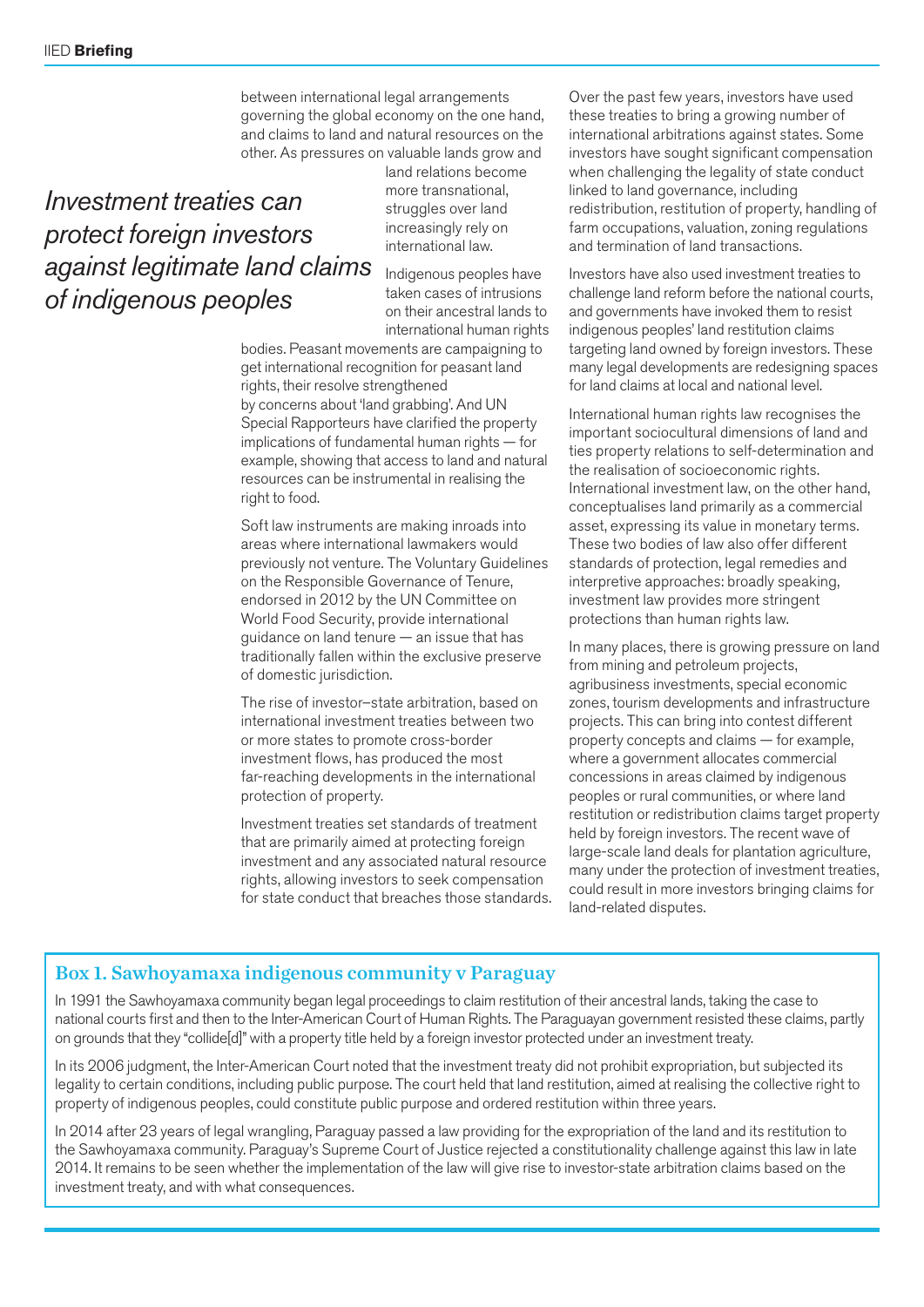between international legal arrangements governing the global economy on the one hand, and claims to land and natural resources on the other. As pressures on valuable lands grow and land relations become more transnational, struggles over land increasingly rely on international law.

*Investment treaties can protect foreign investors against legitimate land claims of indigenous peoples*

Indigenous peoples have taken cases of intrusions on their ancestral lands to international human rights bodies. Peasant movements are campaigning to get international recognition for peasant land rights, their resolve strengthened by concerns about 'land grabbing'. And UN Special Rapporteurs have clarified the property implications of fundamental human rights — for example, showing that access to land and natural resources can be instrumental in realising the right to food.

Soft law instruments are making inroads into areas where international lawmakers would previously not venture. The Voluntary Guidelines on the Responsible Governance of Tenure, endorsed in 2012 by the UN Committee on World Food Security, provide international guidance on land tenure — an issue that has traditionally fallen within the exclusive preserve of domestic jurisdiction.

The rise of investor–state arbitration, based on international investment treaties between two or more states to promote cross-border investment flows, has produced the most far-reaching developments in the international protection of property.

Investment treaties set standards of treatment that are primarily aimed at protecting foreign investment and any associated natural resource rights, allowing investors to seek compensation for state conduct that breaches those standards.

Over the past few years, investors have used these treaties to bring a growing number of international arbitrations against states. Some investors have sought significant compensation when challenging the legality of state conduct linked to land governance, including redistribution, restitution of property, handling of farm occupations, valuation, zoning regulations and termination of land transactions.

Investors have also used investment treaties to challenge land reform before the national courts, and governments have invoked them to resist indigenous peoples' land restitution claims targeting land owned by foreign investors. These many legal developments are redesigning spaces for land claims at local and national level.

International human rights law recognises the important sociocultural dimensions of land and ties property relations to self-determination and the realisation of socioeconomic rights. International investment law, on the other hand, conceptualises land primarily as a commercial asset, expressing its value in monetary terms. These two bodies of law also offer different standards of protection, legal remedies and interpretive approaches: broadly speaking, investment law provides more stringent protections than human rights law.

In many places, there is growing pressure on land from mining and petroleum projects, agribusiness investments, special economic zones, tourism developments and infrastructure projects. This can bring into contest different property concepts and claims — for example, where a government allocates commercial concessions in areas claimed by indigenous peoples or rural communities, or where land restitution or redistribution claims target property held by foreign investors. The recent wave of large-scale land deals for plantation agriculture, many under the protection of investment treaties, could result in more investors bringing claims for land-related disputes.

### Box 1. Sawhoyamaxa indigenous community v Paraguay

In 1991 the Sawhoyamaxa community began legal proceedings to claim restitution of their ancestral lands, taking the case to national courts first and then to the Inter-American Court of Human Rights. The Paraguayan government resisted these claims, partly on grounds that they "collide[d]" with a property title held by a foreign investor protected under an investment treaty.

In its 2006 judgment, the Inter-American Court noted that the investment treaty did not prohibit expropriation, but subjected its legality to certain conditions, including public purpose. The court held that land restitution, aimed at realising the collective right to property of indigenous peoples, could constitute public purpose and ordered restitution within three years.

In 2014 after 23 years of legal wrangling, Paraguay passed a law providing for the expropriation of the land and its restitution to the Sawhoyamaxa community. Paraguay's Supreme Court of Justice rejected a constitutionality challenge against this law in late 2014. It remains to be seen whether the implementation of the law will give rise to investor-state arbitration claims based on the investment treaty, and with what consequences.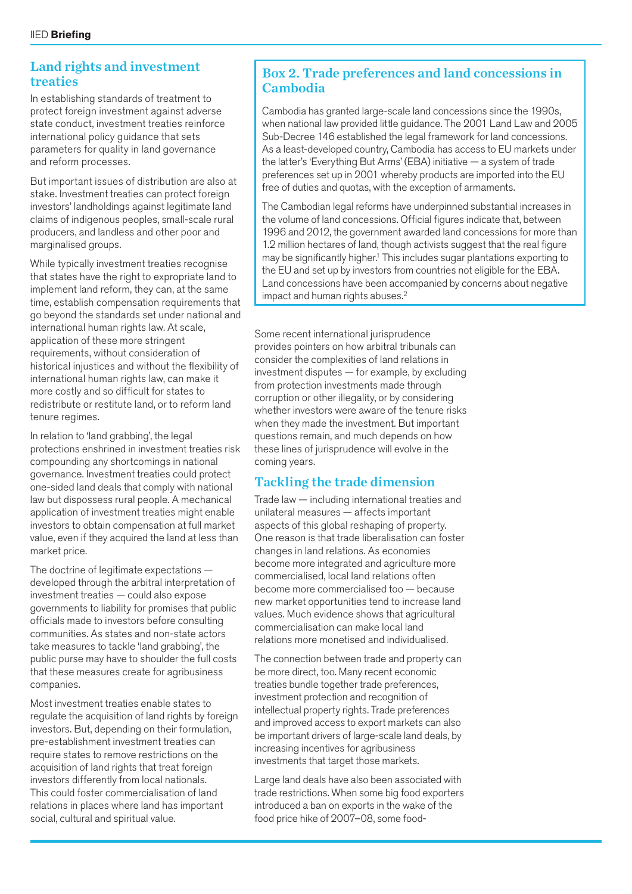## Land rights and investment treaties

In establishing standards of treatment to protect foreign investment against adverse state conduct, investment treaties reinforce international policy guidance that sets parameters for quality in land governance and reform processes.

But important issues of distribution are also at stake. Investment treaties can protect foreign investors' landholdings against legitimate land claims of indigenous peoples, small-scale rural producers, and landless and other poor and marginalised groups.

While typically investment treaties recognise that states have the right to expropriate land to implement land reform, they can, at the same time, establish compensation requirements that go beyond the standards set under national and international human rights law. At scale, application of these more stringent requirements, without consideration of historical injustices and without the flexibility of international human rights law, can make it more costly and so difficult for states to redistribute or restitute land, or to reform land tenure regimes.

In relation to 'land grabbing', the legal protections enshrined in investment treaties risk compounding any shortcomings in national governance. Investment treaties could protect one-sided land deals that comply with national law but dispossess rural people. A mechanical application of investment treaties might enable investors to obtain compensation at full market value, even if they acquired the land at less than market price.

The doctrine of legitimate expectations — developed through the arbitral interpretation of investment treaties — could also expose governments to liability for promises that public officials made to investors before consulting communities. As states and non-state actors take measures to tackle 'land grabbing', the public purse may have to shoulder the full costs that these measures create for agribusiness companies.

Most investment treaties enable states to regulate the acquisition of land rights by foreign investors. But, depending on their formulation, pre-establishment investment treaties can require states to remove restrictions on the acquisition of land rights that treat foreign investors differently from local nationals. This could foster commercialisation of land relations in places where land has important social, cultural and spiritual value.

### Box 2. Trade preferences and land concessions in Cambodia

Cambodia has granted large-scale land concessions since the 1990s, when national law provided little guidance. The 2001 Land Law and 2005 Sub-Decree 146 established the legal framework for land concessions. As a least-developed country, Cambodia has access to EU markets under the latter's 'Everything But Arms' (EBA) initiative — a system of trade preferences set up in 2001 whereby products are imported into the EU free of duties and quotas, with the exception of armaments.

The Cambodian legal reforms have underpinned substantial increases in the volume of land concessions. Official figures indicate that, between 1996 and 2012, the government awarded land concessions for more than 1.2 million hectares of land, though activists suggest that the real figure may be significantly higher.[1] This includes sugar plantations exporting to the EU and set up by investors from countries not eligible for the EBA. Land concessions have been accompanied by concerns about negative impact and human rights abuses.[2]

Some recent international jurisprudence provides pointers on how arbitral tribunals can consider the complexities of land relations in investment disputes — for example, by excluding from protection investments made through corruption or other illegality, or by considering whether investors were aware of the tenure risks when they made the investment. But important questions remain, and much depends on how these lines of jurisprudence will evolve in the coming years.

## Tackling the trade dimension

Trade law — including international treaties and unilateral measures — affects important aspects of this global reshaping of property. One reason is that trade liberalisation can foster changes in land relations. As economies become more integrated and agriculture more commercialised, local land relations often become more commercialised too — because new market opportunities tend to increase land values. Much evidence shows that agricultural commercialisation can make local land relations more monetised and individualised.

The connection between trade and property can be more direct, too. Many recent economic treaties bundle together trade preferences, investment protection and recognition of intellectual property rights. Trade preferences and improved access to export markets can also be important drivers of large-scale land deals, by increasing incentives for agribusiness investments that target those markets.

Large land deals have also been associated with trade restrictions. When some big food exporters introduced a ban on exports in the wake of the food price hike of 2007–08, some food-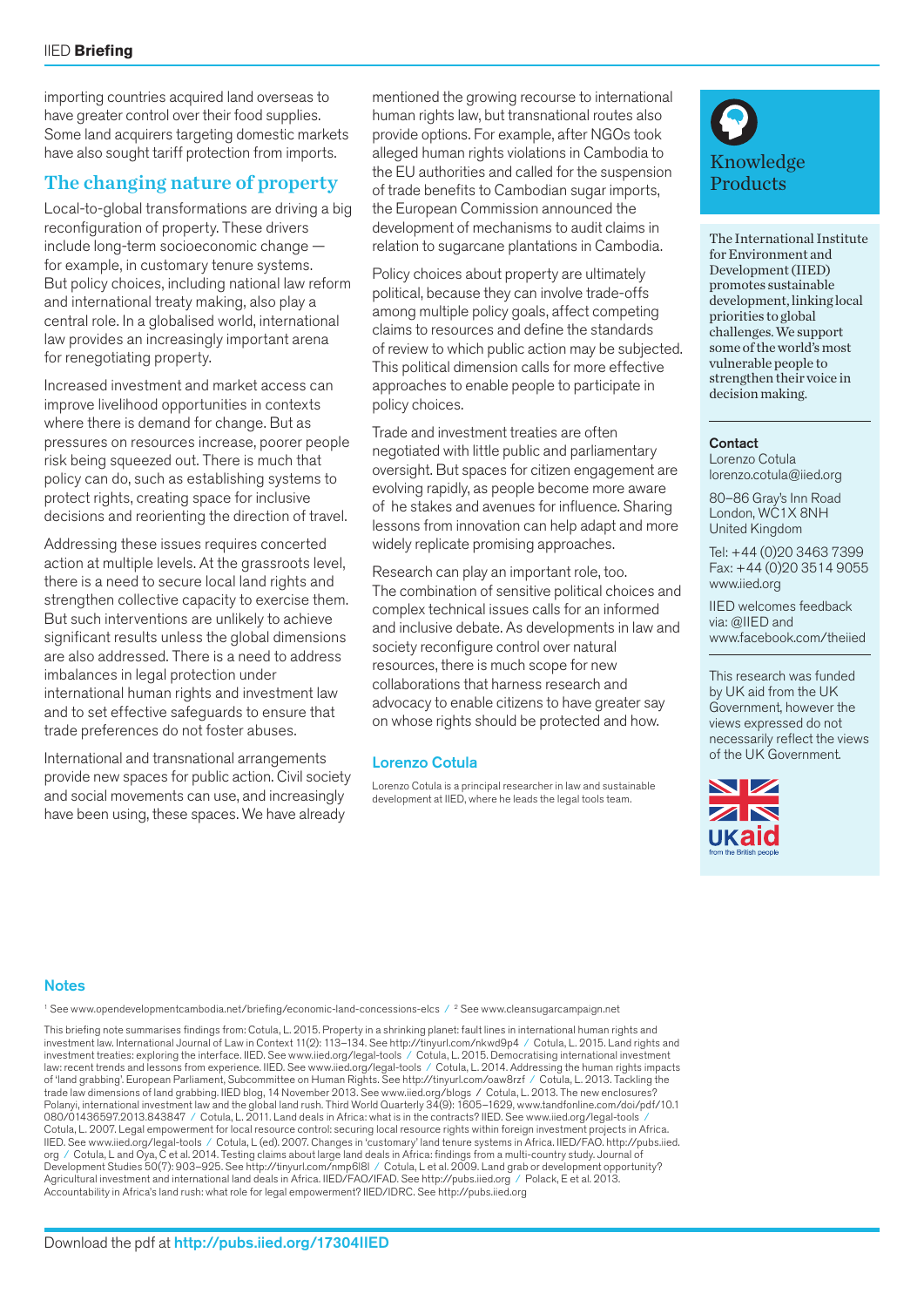importing countries acquired land overseas to have greater control over their food supplies. Some land acquirers targeting domestic markets have also sought tariff protection from imports.

## The changing nature of property

Local-to-global transformations are driving a big reconfiguration of property. These drivers include long-term socioeconomic change — for example, in customary tenure systems. But policy choices, including national law reform and international treaty making, also play a central role. In a globalised world, international law provides an increasingly important arena for renegotiating property.

Increased investment and market access can improve livelihood opportunities in contexts where there is demand for change. But as pressures on resources increase, poorer people risk being squeezed out. There is much that policy can do, such as establishing systems to protect rights, creating space for inclusive decisions and reorienting the direction of travel.

Addressing these issues requires concerted action at multiple levels. At the grassroots level, there is a need to secure local land rights and strengthen collective capacity to exercise them. But such interventions are unlikely to achieve significant results unless the global dimensions are also addressed. There is a need to address imbalances in legal protection under international human rights and investment law and to set effective safeguards to ensure that trade preferences do not foster abuses.

International and transnational arrangements provide new spaces for public action. Civil society and social movements can use, and increasingly have been using, these spaces. We have already mentioned the growing recourse to international human rights law, but transnational routes also provide options. For example, after NGOs took alleged human rights violations in Cambodia to the EU authorities and called for the suspension of trade benefits to Cambodian sugar imports, the European Commission announced the development of mechanisms to audit claims in relation to sugarcane plantations in Cambodia.

Policy choices about property are ultimately political, because they can involve trade-offs among multiple policy goals, affect competing claims to resources and define the standards of review to which public action may be subjected. This political dimension calls for more effective approaches to enable people to participate in policy choices.

Trade and investment treaties are often negotiated with little public and parliamentary oversight. But spaces for citizen engagement are evolving rapidly, as people become more aware of he stakes and avenues for influence. Sharing lessons from innovation can help adapt and more widely replicate promising approaches.

Research can play an important role, too. The combination of sensitive political choices and complex technical issues calls for an informed and inclusive debate. As developments in law and society reconfigure control over natural resources, there is much scope for new collaborations that harness research and advocacy to enable citizens to have greater say on whose rights should be protected and how.

**Lorenzo Cotula**

Lorenzo Cotula is a principal researcher in law and sustainable development at IIED, where he leads the legal tools team.

### Knowledge Products

The International Institute for Environment and Development (IIED) promotes sustainable development, linking local priorities to global challenges. We support some of the world's most vulnerable people to strengthen their voice in decision making.

**Contact**
Lorenzo Cotula
lorenzo.cotula@iied.org

80–86 Gray's Inn Road
London, WC1X 8NH
United Kingdom

Tel: +44 (0)20 3463 7399
Fax: +44 (0)20 3514 9055
www.iied.org

IIED welcomes feedback via: @IIED and www.facebook.com/theiied

This research was funded by UK aid from the UK Government, however the views expressed do not necessarily reflect the views of the UK Government.

UKaid
from the British people

## Notes

[1] See www.opendevelopmentcambodia.net/briefing/economic-land-concessions-elcs / [2] See www.cleansugarcampaign.net

This briefing note summarises findings from: Cotula, L. 2015. Property in a shrinking planet: fault lines in international human rights and investment law. International Journal of Law in Context 11(2): 113–134. See http://tinyurl.com/nkwd9p4 / Cotula, L. 2015. Land rights and investment treaties: exploring the interface. IIED. See www.iied.org/legal-tools / Cotula, L. 2015. Democratising international investment law: recent trends and lessons from experience. IIED. See www.iied.org/legal-tools / Cotula, L. 2014. Addressing the human rights impacts of 'land grabbing'. European Parliament, Subcommittee on Human Rights. See http://tinyurl.com/oaw8rzf / Cotula, L. 2013. Tackling the trade law dimensions of land grabbing. IIED blog, 14 November 2013. See www.iied.org/blogs / Cotula, L. 2013. The new enclosures? Polanyi, international investment law and the global land rush. Third World Quarterly 34(9): 1605–1629, www.tandfonline.com/doi/pdf/10.1080/01436597.2013.843847 / Cotula, L. 2011. Land deals in Africa: what is in the contracts? IIED. See www.iied.org/legal-tools / Cotula, L. 2007. Legal empowerment for local resource control: securing local resource rights within foreign investment projects in Africa. IIED. See www.iied.org/legal-tools / Cotula, L (ed). 2007. Changes in 'customary' land tenure systems in Africa. IIED/FAO. http://pubs.iied.org / Cotula, L and Oya, C et al. 2014. Testing claims about large land deals in Africa: findings from a multi-country study. Journal of Development Studies 50(7): 903–925. See http://tinyurl.com/nmp6l8l / Cotula, L et al. 2009. Land grab or development opportunity? Agricultural investment and international land deals in Africa. IIED/FAO/IFAD. See http://pubs.iied.org / Polack, E et al. 2013. Accountability in Africa's land rush: what role for legal empowerment? IIED/IDRC. See http://pubs.iied.org

Download the pdf at **http://pubs.iied.org/17304IIED**